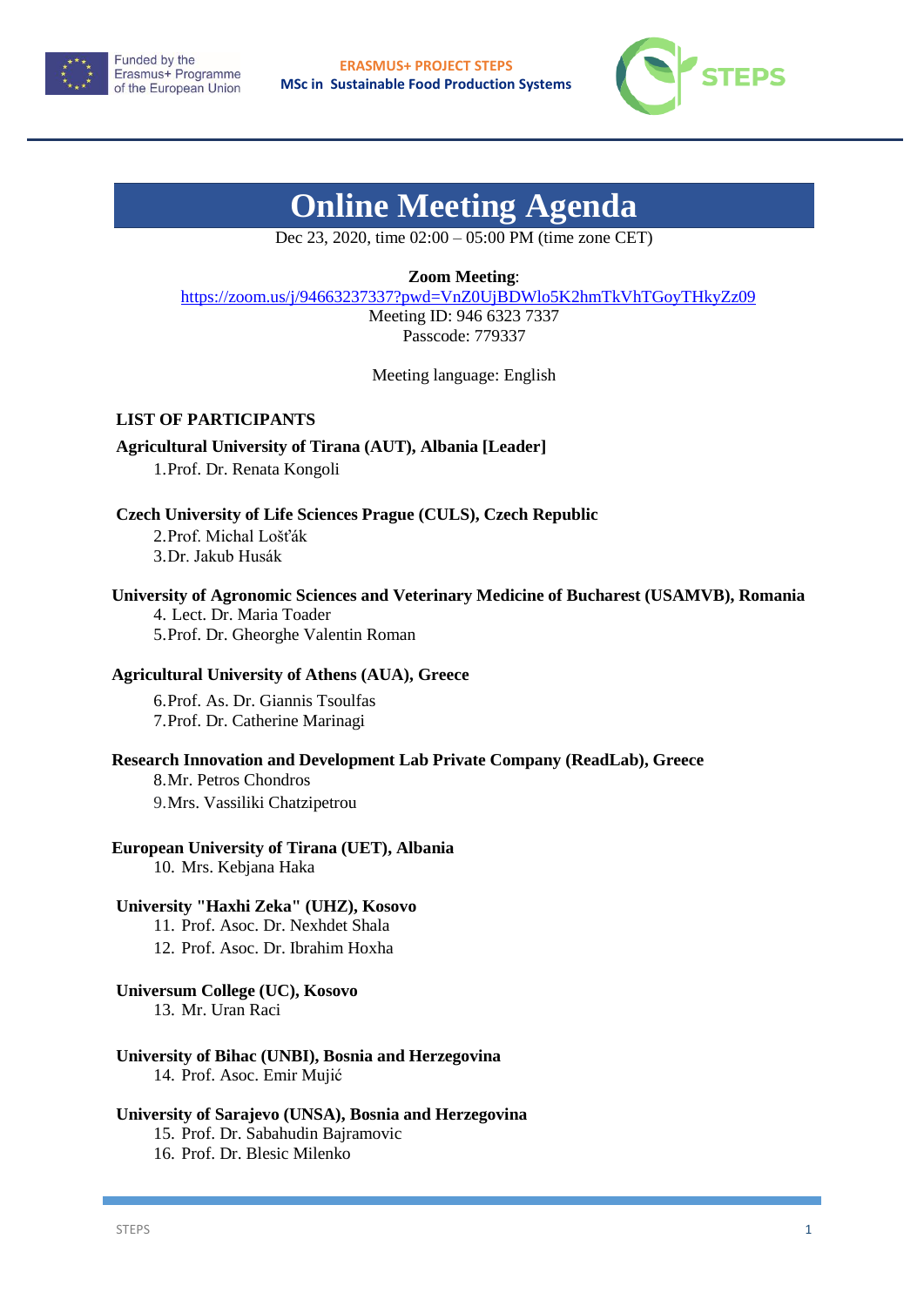Funded by the Erasmus+ Programme of the European Union

**ERASMUS+ PROJECT STEPS**
**MSc in Sustainable Food Production Systems**

STEPS

# Online Meeting Agenda

Dec 23, 2020, time 02:00 – 05:00 PM (time zone CET)

**Zoom Meeting**:
https://zoom.us/j/94663237337?pwd=VnZ0UjBDWlo5K2hmTkVhTGoyTHkyZz09
Meeting ID: 946 6323 7337
Passcode: 779337

Meeting language: English

## LIST OF PARTICIPANTS

**Agricultural University of Tirana (AUT), Albania [Leader]**

1. Prof. Dr. Renata Kongoli

**Czech University of Life Sciences Prague (CULS), Czech Republic**

2. Prof. Michal Lošťák
3. Dr. Jakub Husák

**University of Agronomic Sciences and Veterinary Medicine of Bucharest (USAMVB), Romania**

4. Lect. Dr. Maria Toader
5. Prof. Dr. Gheorghe Valentin Roman

**Agricultural University of Athens (AUA), Greece**

6. Prof. As. Dr. Giannis Tsoulfas
7. Prof. Dr. Catherine Marinagi

**Research Innovation and Development Lab Private Company (ReadLab), Greece**

8. Mr. Petros Chondros
9. Mrs. Vassiliki Chatzipetrou

**European University of Tirana (UET), Albania**

10. Mrs. Kebjana Haka

**University "Haxhi Zeka" (UHZ), Kosovo**

11. Prof. Asoc. Dr. Nexhdet Shala
12. Prof. Asoc. Dr. Ibrahim Hoxha

**Universum College (UC), Kosovo**

13. Mr. Uran Raci

**University of Bihac (UNBI), Bosnia and Herzegovina**

14. Prof. Asoc. Emir Mujić

**University of Sarajevo (UNSA), Bosnia and Herzegovina**

15. Prof. Dr. Sabahudin Bajramovic
16. Prof. Dr. Blesic Milenko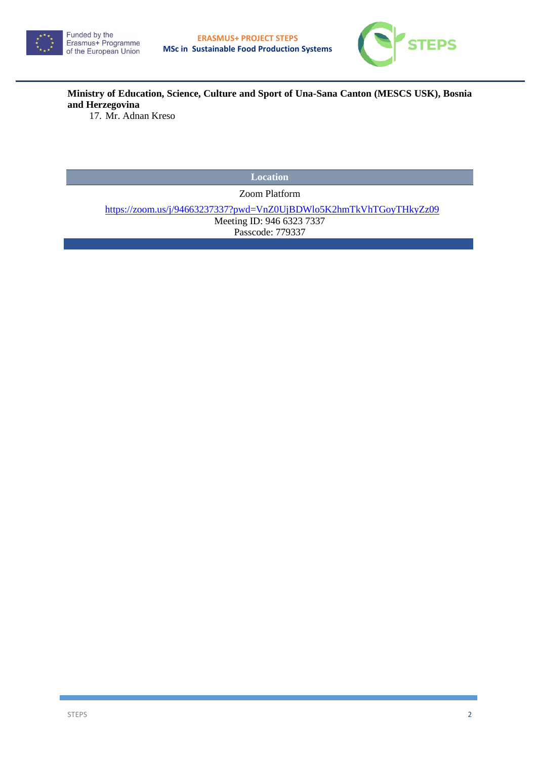**Ministry of Education, Science, Culture and Sport of Una-Sana Canton (MESCS USK), Bosnia and Herzegovina**

17. Mr. Adnan Kreso

| Location |
| --- |
| Zoom Platform |
| https://zoom.us/j/94663237337?pwd=VnZ0UjBDWlo5K2hmTkVhTGoyTHkyZz09<br>Meeting ID: 946 6323 7337<br>Passcode: 779337 |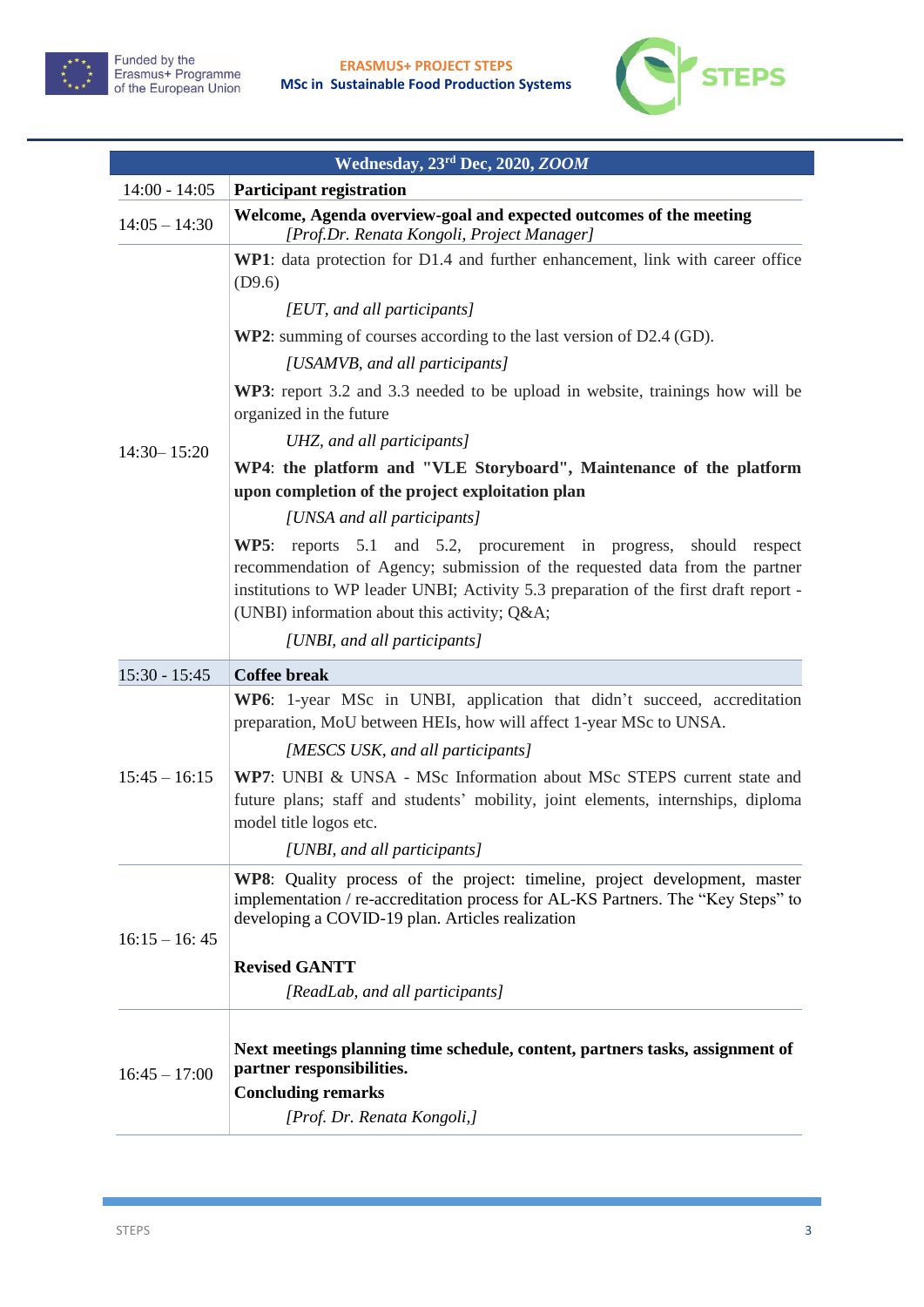| Wednesday, 23rd Dec, 2020, *ZOOM* | |
|---|---|
| 14:00 - 14:05 | **Participant registration** |
| 14:05 – 14:30 | **Welcome, Agenda overview-goal and expected outcomes of the meeting** *[Prof.Dr. Renata Kongoli, Project Manager]* |
| 14:30– 15:20 | **WP1**: data protection for D1.4 and further enhancement, link with career office (D9.6) *[EUT, and all participants]* **WP2**: summing of courses according to the last version of D2.4 (GD). *[USAMVB, and all participants]* **WP3**: report 3.2 and 3.3 needed to be upload in website, trainings how will be organized in the future *UHZ, and all participants]* **WP4**: **the platform and "VLE Storyboard", Maintenance of the platform upon completion of the project exploitation plan** *[UNSA and all participants]* **WP5**: reports 5.1 and 5.2, procurement in progress, should respect recommendation of Agency; submission of the requested data from the partner institutions to WP leader UNBI; Activity 5.3 preparation of the first draft report - (UNBI) information about this activity; Q&A; *[UNBI, and all participants]* |
| 15:30 - 15:45 | **Coffee break** |
| 15:45 – 16:15 | **WP6**: 1-year MSc in UNBI, application that didn't succeed, accreditation preparation, MoU between HEIs, how will affect 1-year MSc to UNSA. *[MESCS USK, and all participants]* **WP7**: UNBI & UNSA - MSc Information about MSc STEPS current state and future plans; staff and students' mobility, joint elements, internships, diploma model title logos etc. *[UNBI, and all participants]* |
| 16:15 – 16: 45 | **WP8**: Quality process of the project: timeline, project development, master implementation / re-accreditation process for AL-KS Partners. The "Key Steps" to developing a COVID-19 plan. Articles realization **Revised GANTT** *[ReadLab, and all participants]* |
| 16:45 – 17:00 | **Next meetings planning time schedule, content, partners tasks, assignment of partner responsibilities.** **Concluding remarks** *[Prof. Dr. Renata Kongoli,]* |